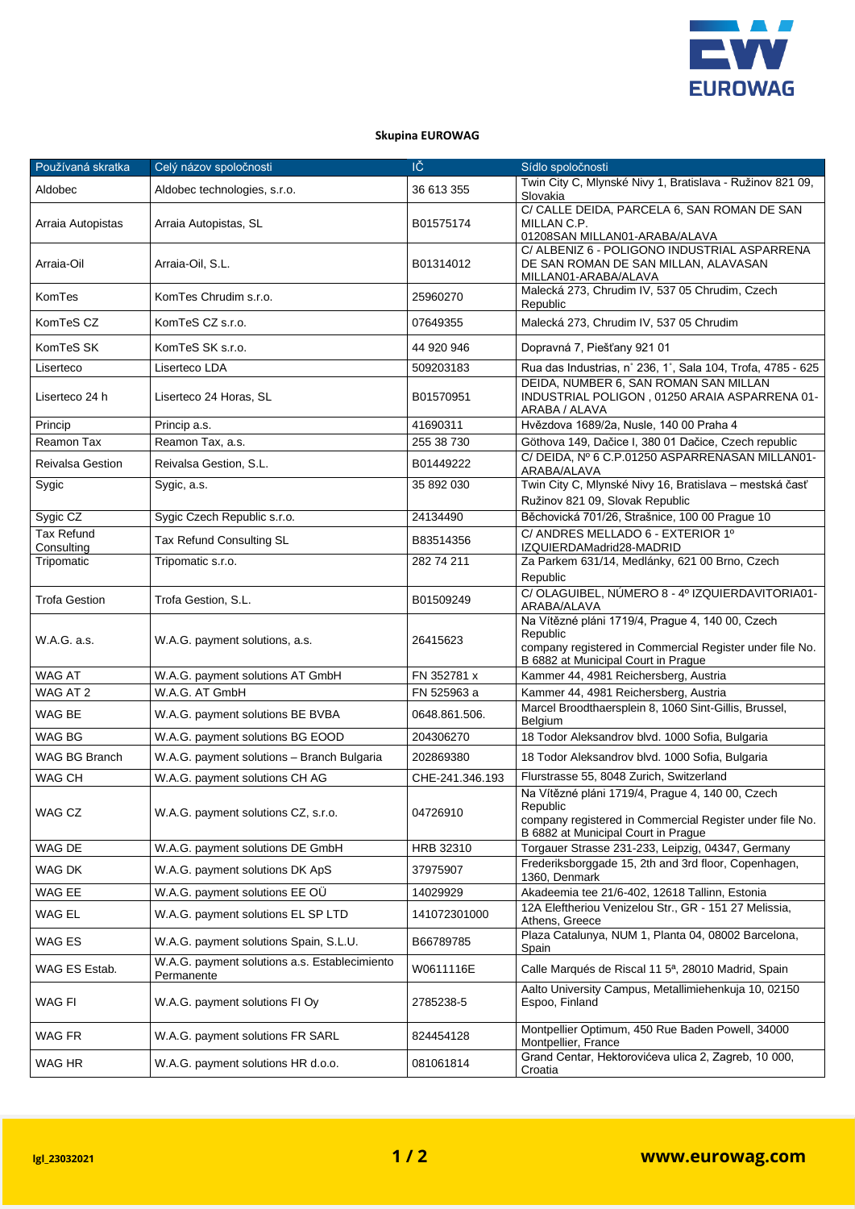**Skupina EUROWAG**

| Používaná skratka | Celý názov spoločnosti | IČ | Sídlo spoločnosti |
|---|---|---|---|
| Aldobec | Aldobec technologies, s.r.o. | 36 613 355 | Twin City C, Mlynské Nivy 1, Bratislava - Ružinov 821 09, Slovakia |
| Arraia Autopistas | Arraia Autopistas, SL | B01575174 | C/ CALLE DEIDA, PARCELA 6, SAN ROMAN DE SAN MILLAN C.P. 01208SAN MILLAN01-ARABA/ALAVA |
| Arraia-Oil | Arraia-Oil, S.L. | B01314012 | C/ ALBENIZ 6 - POLIGONO INDUSTRIAL ASPARRENA DE SAN ROMAN DE SAN MILLAN, ALAVASAN MILLAN01-ARABA/ALAVA |
| KomTes | KomTes Chrudim s.r.o. | 25960270 | Malecká 273, Chrudim IV, 537 05 Chrudim, Czech Republic |
| KomTeS CZ | KomTeS CZ s.r.o. | 07649355 | Malecká 273, Chrudim IV, 537 05 Chrudim |
| KomTeS SK | KomTeS SK s.r.o. | 44 920 946 | Dopravná 7, Piešťany 921 01 |
| Liserteco | Liserteco LDA | 509203183 | Rua das Industrias, n˚ 236, 1˚, Sala 104, Trofa, 4785 - 625 |
| Liserteco 24 h | Liserteco 24 Horas, SL | B01570951 | DEIDA, NUMBER 6, SAN ROMAN SAN MILLAN INDUSTRIAL POLIGON , 01250 ARAIA ASPARRENA 01-ARABA / ALAVA |
| Princip | Princip a.s. | 41690311 | Hvězdova 1689/2a, Nusle, 140 00 Praha 4 |
| Reamon Tax | Reamon Tax, a.s. | 255 38 730 | Göthova 149, Dačice I, 380 01 Dačice, Czech republic |
| Reivalsa Gestion | Reivalsa Gestion, S.L. | B01449222 | C/ DEIDA, Nº 6 C.P.01250 ASPARRENASAN MILLAN01-ARABA/ALAVA |
| Sygic | Sygic, a.s. | 35 892 030 | Twin City C, Mlynské Nivy 16, Bratislava – mestská časť Ružinov 821 09, Slovak Republic |
| Sygic CZ | Sygic Czech Republic s.r.o. | 24134490 | Běchovická 701/26, Strašnice, 100 00 Prague 10 |
| Tax Refund Consulting | Tax Refund Consulting SL | B83514356 | C/ ANDRES MELLADO 6 - EXTERIOR 1º IZQUIERDAMadrid28-MADRID |
| Tripomatic | Tripomatic s.r.o. | 282 74 211 | Za Parkem 631/14, Medlánky, 621 00 Brno, Czech Republic |
| Trofa Gestion | Trofa Gestion, S.L. | B01509249 | C/ OLAGUIBEL, NÚMERO 8 - 4º IZQUIERDAVITORIA01-ARABA/ALAVA |
| W.A.G. a.s. | W.A.G. payment solutions, a.s. | 26415623 | Na Vítězné pláni 1719/4, Prague 4, 140 00, Czech Republic company registered in Commercial Register under file No. B 6882 at Municipal Court in Prague |
| WAG AT | W.A.G. payment solutions AT GmbH | FN 352781 x | Kammer 44, 4981 Reichersberg, Austria |
| WAG AT 2 | W.A.G. AT GmbH | FN 525963 a | Kammer 44, 4981 Reichersberg, Austria |
| WAG BE | W.A.G. payment solutions BE BVBA | 0648.861.506. | Marcel Broodthaersplein 8, 1060 Sint-Gillis, Brussel, Belgium |
| WAG BG | W.A.G. payment solutions BG EOOD | 204306270 | 18 Todor Aleksandrov blvd. 1000 Sofia, Bulgaria |
| WAG BG Branch | W.A.G. payment solutions – Branch Bulgaria | 202869380 | 18 Todor Aleksandrov blvd. 1000 Sofia, Bulgaria |
| WAG CH | W.A.G. payment solutions CH AG | CHE-241.346.193 | Flurstrasse 55, 8048 Zurich, Switzerland |
| WAG CZ | W.A.G. payment solutions CZ, s.r.o. | 04726910 | Na Vítězné pláni 1719/4, Prague 4, 140 00, Czech Republic company registered in Commercial Register under file No. B 6882 at Municipal Court in Prague |
| WAG DE | W.A.G. payment solutions DE GmbH | HRB 32310 | Torgauer Strasse 231-233, Leipzig, 04347, Germany |
| WAG DK | W.A.G. payment solutions DK ApS | 37975907 | Frederiksborggade 15, 2th and 3rd floor, Copenhagen, 1360, Denmark |
| WAG EE | W.A.G. payment solutions EE OÜ | 14029929 | Akadeemia tee 21/6-402, 12618 Tallinn, Estonia |
| WAG EL | W.A.G. payment solutions EL SP LTD | 141072301000 | 12A Eleftheriou Venizelou Str., GR - 151 27 Melissia, Athens, Greece |
| WAG ES | W.A.G. payment solutions Spain, S.L.U. | B66789785 | Plaza Catalunya, NUM 1, Planta 04, 08002 Barcelona, Spain |
| WAG ES Estab. | W.A.G. payment solutions a.s. Establecimiento Permanente | W0611116E | Calle Marqués de Riscal 11 5ª, 28010 Madrid, Spain |
| WAG FI | W.A.G. payment solutions FI Oy | 2785238-5 | Aalto University Campus, Metallimiehenkuja 10, 02150 Espoo, Finland |
| WAG FR | W.A.G. payment solutions FR SARL | 824454128 | Montpellier Optimum, 450 Rue Baden Powell, 34000 Montpellier, France |
| WAG HR | W.A.G. payment solutions HR d.o.o. | 081061814 | Grand Centar, Hektorovićeva ulica 2, Zagreb, 10 000, Croatia |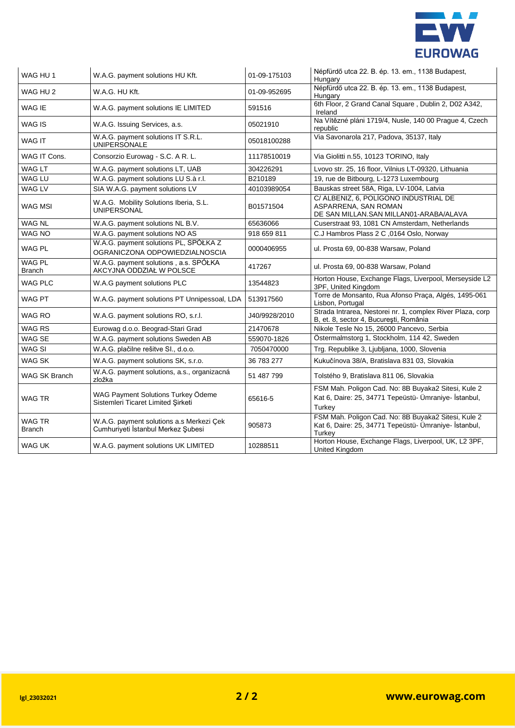| | | | |
|---|---|---|---|
| WAG HU 1 | W.A.G. payment solutions HU Kft. | 01-09-175103 | Népfürdő utca 22. B. ép. 13. em., 1138 Budapest, Hungary |
| WAG HU 2 | W.A.G. HU Kft. | 01-09-952695 | Népfürdő utca 22. B. ép. 13. em., 1138 Budapest, Hungary |
| WAG IE | W.A.G. payment solutions IE LIMITED | 591516 | 6th Floor, 2 Grand Canal Square , Dublin 2, D02 A342, Ireland |
| WAG IS | W.A.G. Issuing Services, a.s. | 05021910 | Na Vítězné pláni 1719/4, Nusle, 140 00 Prague 4, Czech republic |
| WAG IT | W.A.G. payment solutions IT S.R.L. UNIPERSONALE | 05018100288 | Via Savonarola 217, Padova, 35137, Italy |
| WAG IT Cons. | Consorzio Eurowag - S.C. A R. L. | 11178510019 | Via Giolitti n.55, 10123 TORINO, Italy |
| WAG LT | W.A.G. payment solutions LT, UAB | 304226291 | Lvovo str. 25, 16 floor, Vilnius LT-09320, Lithuania |
| WAG LU | W.A.G. payment solutions LU S.à r.l. | B210189 | 19, rue de Bitbourg, L-1273 Luxembourg |
| WAG LV | SIA W.A.G. payment solutions LV | 40103989054 | Bauskas street 58A, Riga, LV-1004, Latvia |
| WAG MSI | W.A.G. Mobility Solutions Iberia, S.L. UNIPERSONAL | B01571504 | C/ ALBENIZ, 6, POLÍGONO INDUSTRIAL DE ASPARRENA, SAN ROMAN DE SAN MILLAN.SAN MILLAN01-ARABA/ALAVA |
| WAG NL | W.A.G. payment solutions NL B.V. | 65636066 | Cuserstraat 93, 1081 CN Amsterdam, Netherlands |
| WAG NO | W.A.G. payment solutions NO AS | 918 659 811 | C.J Hambros Plass 2 C ,0164 Oslo, Norway |
| WAG PL | W.A.G. payment solutions PL, SPÓŁKA Z OGRANICZONA ODPOWIEDZIALNOSCIA | 0000406955 | ul. Prosta 69, 00-838 Warsaw, Poland |
| WAG PL Branch | W.A.G. payment solutions , a.s. SPÓŁKA AKCYJNA ODDZIAŁ W POLSCE | 417267 | ul. Prosta 69, 00-838 Warsaw, Poland |
| WAG PLC | W.A.G payment solutions PLC | 13544823 | Horton House, Exchange Flags, Liverpool, Merseyside L2 3PF, United Kingdom |
| WAG PT | W.A.G. payment solutions PT Unnipessoal, LDA | 513917560 | Torre de Monsanto, Rua Afonso Praça, Algés, 1495-061 Lisbon, Portugal |
| WAG RO | W.A.G. payment solutions RO, s.r.l. | J40/9928/2010 | Strada Intrarea, Nestorei nr. 1, complex River Plaza, corp B, et. 8, sector 4, Bucureşti, România |
| WAG RS | Eurowag d.o.o. Beograd-Stari Grad | 21470678 | Nikole Tesle No 15, 26000 Pancevo, Serbia |
| WAG SE | W.A.G. payment solutions Sweden AB | 559070-1826 | Östermalmstorg 1, Stockholm, 114 42, Sweden |
| WAG SI | W.A.G. plačilne rešitve SI., d.o.o. | 7050470000 | Trg. Republike 3, Ljubljana, 1000, Slovenia |
| WAG SK | W.A.G. payment solutions SK, s.r.o. | 36 783 277 | Kukučínova 38/A, Bratislava 831 03, Slovakia |
| WAG SK Branch | W.A.G. payment solutions, a.s., organizacná zložka | 51 487 799 | Tolstého 9, Bratislava 811 06, Slovakia |
| WAG TR | WAG Payment Solutions Turkey Ödeme Sistemleri Ticaret Limited Şirketi | 65616-5 | FSM Mah. Poligon Cad. No: 8B Buyaka2 Sitesi, Kule 2 Kat 6, Daire: 25, 34771 Tepeüstü- Ümraniye- İstanbul, Turkey |
| WAG TR Branch | W.A.G. payment solutions a.s Merkezi Çek Cumhuriyeti İstanbul Merkez Şubesi | 905873 | FSM Mah. Poligon Cad. No: 8B Buyaka2 Sitesi, Kule 2 Kat 6, Daire: 25, 34771 Tepeüstü- Ümraniye- İstanbul, Turkey |
| WAG UK | W.A.G. payment solutions UK LIMITED | 10288511 | Horton House, Exchange Flags, Liverpool, UK, L2 3PF, United Kingdom |

lgl_23032021

www.eurowag.com